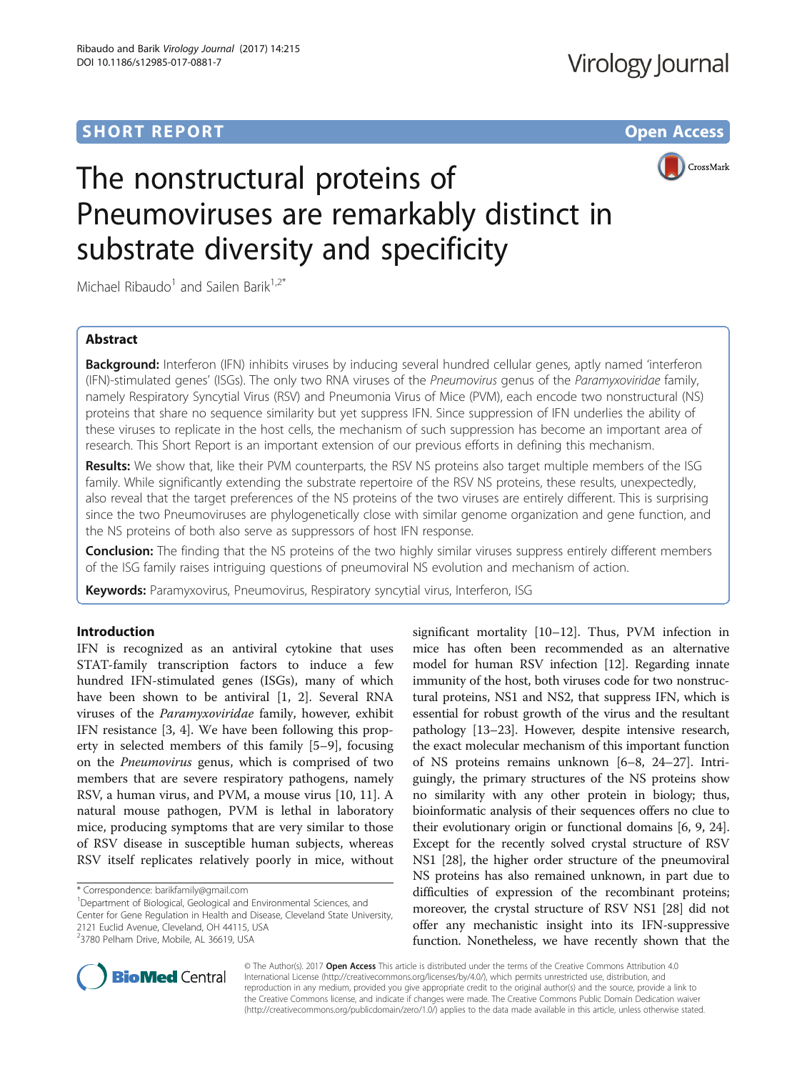**SHORT REPORT** **Open Access**

# The nonstructural proteins of Pneumoviruses are remarkably distinct in substrate diversity and specificity

Michael Ribaudo[1] and Sailen Barik[1,2*]

## Abstract

**Background:** Interferon (IFN) inhibits viruses by inducing several hundred cellular genes, aptly named 'interferon (IFN)-stimulated genes' (ISGs). The only two RNA viruses of the *Pneumovirus* genus of the *Paramyxoviridae* family, namely Respiratory Syncytial Virus (RSV) and Pneumonia Virus of Mice (PVM), each encode two nonstructural (NS) proteins that share no sequence similarity but yet suppress IFN. Since suppression of IFN underlies the ability of these viruses to replicate in the host cells, the mechanism of such suppression has become an important area of research. This Short Report is an important extension of our previous efforts in defining this mechanism.

**Results:** We show that, like their PVM counterparts, the RSV NS proteins also target multiple members of the ISG family. While significantly extending the substrate repertoire of the RSV NS proteins, these results, unexpectedly, also reveal that the target preferences of the NS proteins of the two viruses are entirely different. This is surprising since the two Pneumoviruses are phylogenetically close with similar genome organization and gene function, and the NS proteins of both also serve as suppressors of host IFN response.

**Conclusion:** The finding that the NS proteins of the two highly similar viruses suppress entirely different members of the ISG family raises intriguing questions of pneumoviral NS evolution and mechanism of action.

**Keywords:** Paramyxovirus, Pneumovirus, Respiratory syncytial virus, Interferon, ISG

## Introduction

IFN is recognized as an antiviral cytokine that uses STAT-family transcription factors to induce a few hundred IFN-stimulated genes (ISGs), many of which have been shown to be antiviral [1, 2]. Several RNA viruses of the *Paramyxoviridae* family, however, exhibit IFN resistance [3, 4]. We have been following this property in selected members of this family [5–9], focusing on the *Pneumovirus* genus, which is comprised of two members that are severe respiratory pathogens, namely RSV, a human virus, and PVM, a mouse virus [10, 11]. A natural mouse pathogen, PVM is lethal in laboratory mice, producing symptoms that are very similar to those of RSV disease in susceptible human subjects, whereas RSV itself replicates relatively poorly in mice, without significant mortality [10–12]. Thus, PVM infection in mice has often been recommended as an alternative model for human RSV infection [12]. Regarding innate immunity of the host, both viruses code for two nonstructural proteins, NS1 and NS2, that suppress IFN, which is essential for robust growth of the virus and the resultant pathology [13–23]. However, despite intensive research, the exact molecular mechanism of this important function of NS proteins remains unknown [6–8, 24–27]. Intriguingly, the primary structures of the NS proteins show no similarity with any other protein in biology; thus, bioinformatic analysis of their sequences offers no clue to their evolutionary origin or functional domains [6, 9, 24]. Except for the recently solved crystal structure of RSV NS1 [28], the higher order structure of the pneumoviral NS proteins has also remained unknown, in part due to difficulties of expression of the recombinant proteins; moreover, the crystal structure of RSV NS1 [28] did not offer any mechanistic insight into its IFN-suppressive function. Nonetheless, we have recently shown that the

---

* Correspondence: barikfamily@gmail.com
[1]Department of Biological, Geological and Environmental Sciences, and Center for Gene Regulation in Health and Disease, Cleveland State University, 2121 Euclid Avenue, Cleveland, OH 44115, USA
[2]3780 Pelham Drive, Mobile, AL 36619, USA

© The Author(s). 2017 **Open Access** This article is distributed under the terms of the Creative Commons Attribution 4.0 International License (http://creativecommons.org/licenses/by/4.0/), which permits unrestricted use, distribution, and reproduction in any medium, provided you give appropriate credit to the original author(s) and the source, provide a link to the Creative Commons license, and indicate if changes were made. The Creative Commons Public Domain Dedication waiver (http://creativecommons.org/publicdomain/zero/1.0/) applies to the data made available in this article, unless otherwise stated.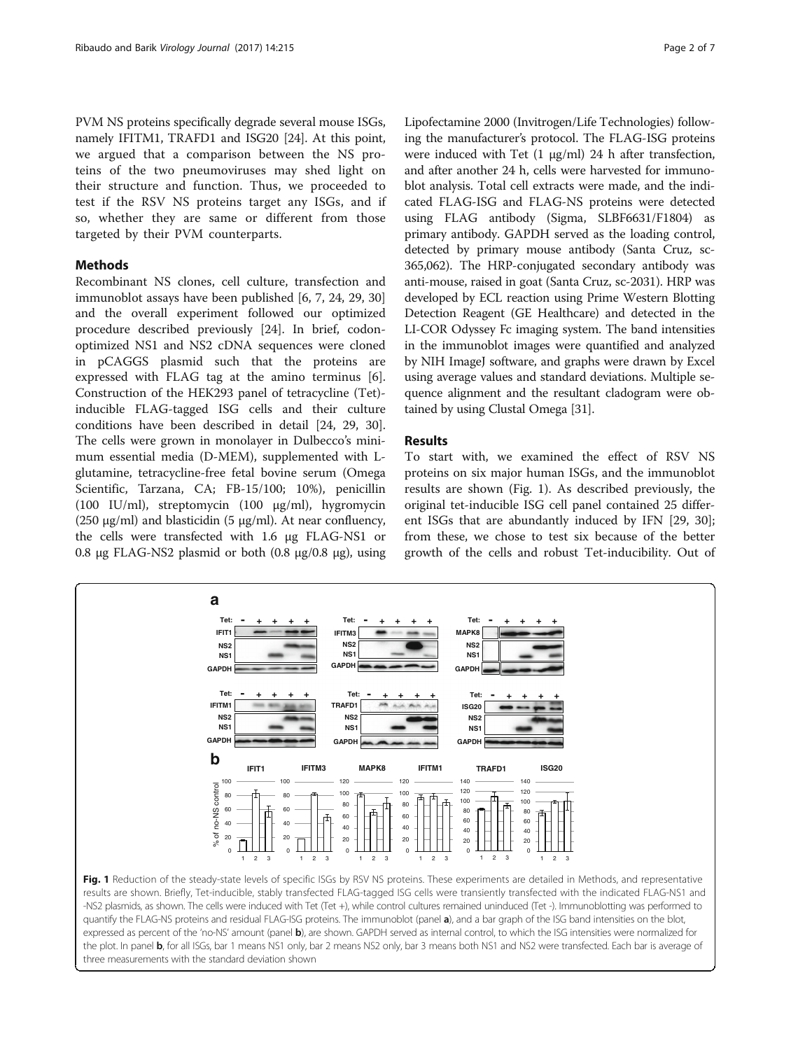PVM NS proteins specifically degrade several mouse ISGs, namely IFITM1, TRAFD1 and ISG20 [24]. At this point, we argued that a comparison between the NS proteins of the two pneumoviruses may shed light on their structure and function. Thus, we proceeded to test if the RSV NS proteins target any ISGs, and if so, whether they are same or different from those targeted by their PVM counterparts.

## Methods

Recombinant NS clones, cell culture, transfection and immunoblot assays have been published [6, 7, 24, 29, 30] and the overall experiment followed our optimized procedure described previously [24]. In brief, codon-optimized NS1 and NS2 cDNA sequences were cloned in pCAGGS plasmid such that the proteins are expressed with FLAG tag at the amino terminus [6]. Construction of the HEK293 panel of tetracycline (Tet)-inducible FLAG-tagged ISG cells and their culture conditions have been described in detail [24, 29, 30]. The cells were grown in monolayer in Dulbecco's minimum essential media (D-MEM), supplemented with L-glutamine, tetracycline-free fetal bovine serum (Omega Scientific, Tarzana, CA; FB-15/100; 10%), penicillin (100 IU/ml), streptomycin (100 μg/ml), hygromycin (250 μg/ml) and blasticidin (5 μg/ml). At near confluency, the cells were transfected with 1.6 μg FLAG-NS1 or 0.8 μg FLAG-NS2 plasmid or both (0.8 μg/0.8 μg), using Lipofectamine 2000 (Invitrogen/Life Technologies) following the manufacturer's protocol. The FLAG-ISG proteins were induced with Tet (1 μg/ml) 24 h after transfection, and after another 24 h, cells were harvested for immunoblot analysis. Total cell extracts were made, and the indicated FLAG-ISG and FLAG-NS proteins were detected using FLAG antibody (Sigma, SLBF6631/F1804) as primary antibody. GAPDH served as the loading control, detected by primary mouse antibody (Santa Cruz, sc-365,062). The HRP-conjugated secondary antibody was anti-mouse, raised in goat (Santa Cruz, sc-2031). HRP was developed by ECL reaction using Prime Western Blotting Detection Reagent (GE Healthcare) and detected in the LI-COR Odyssey Fc imaging system. The band intensities in the immunoblot images were quantified and analyzed by NIH ImageJ software, and graphs were drawn by Excel using average values and standard deviations. Multiple sequence alignment and the resultant cladogram were obtained by using Clustal Omega [31].

## Results

To start with, we examined the effect of RSV NS proteins on six major human ISGs, and the immunoblot results are shown (Fig. 1). As described previously, the original tet-inducible ISG cell panel contained 25 different ISGs that are abundantly induced by IFN [29, 30]; from these, we chose to test six because of the better growth of the cells and robust Tet-inducibility. Out of

**Fig. 1** Reduction of the steady-state levels of specific ISGs by RSV NS proteins. These experiments are detailed in Methods, and representative results are shown. Briefly, Tet-inducible, stably transfected FLAG-tagged ISG cells were transiently transfected with the indicated FLAG-NS1 and -NS2 plasmids, as shown. The cells were induced with Tet (Tet +), while control cultures remained uninduced (Tet -). Immunoblotting was performed to quantify the FLAG-NS proteins and residual FLAG-ISG proteins. The immunoblot (panel **a**), and a bar graph of the ISG band intensities on the blot, expressed as percent of the 'no-NS' amount (panel **b**), are shown. GAPDH served as internal control, to which the ISG intensities were normalized for the plot. In panel **b**, for all ISGs, bar 1 means NS1 only, bar 2 means NS2 only, bar 3 means both NS1 and NS2 were transfected. Each bar is average of three measurements with the standard deviation shown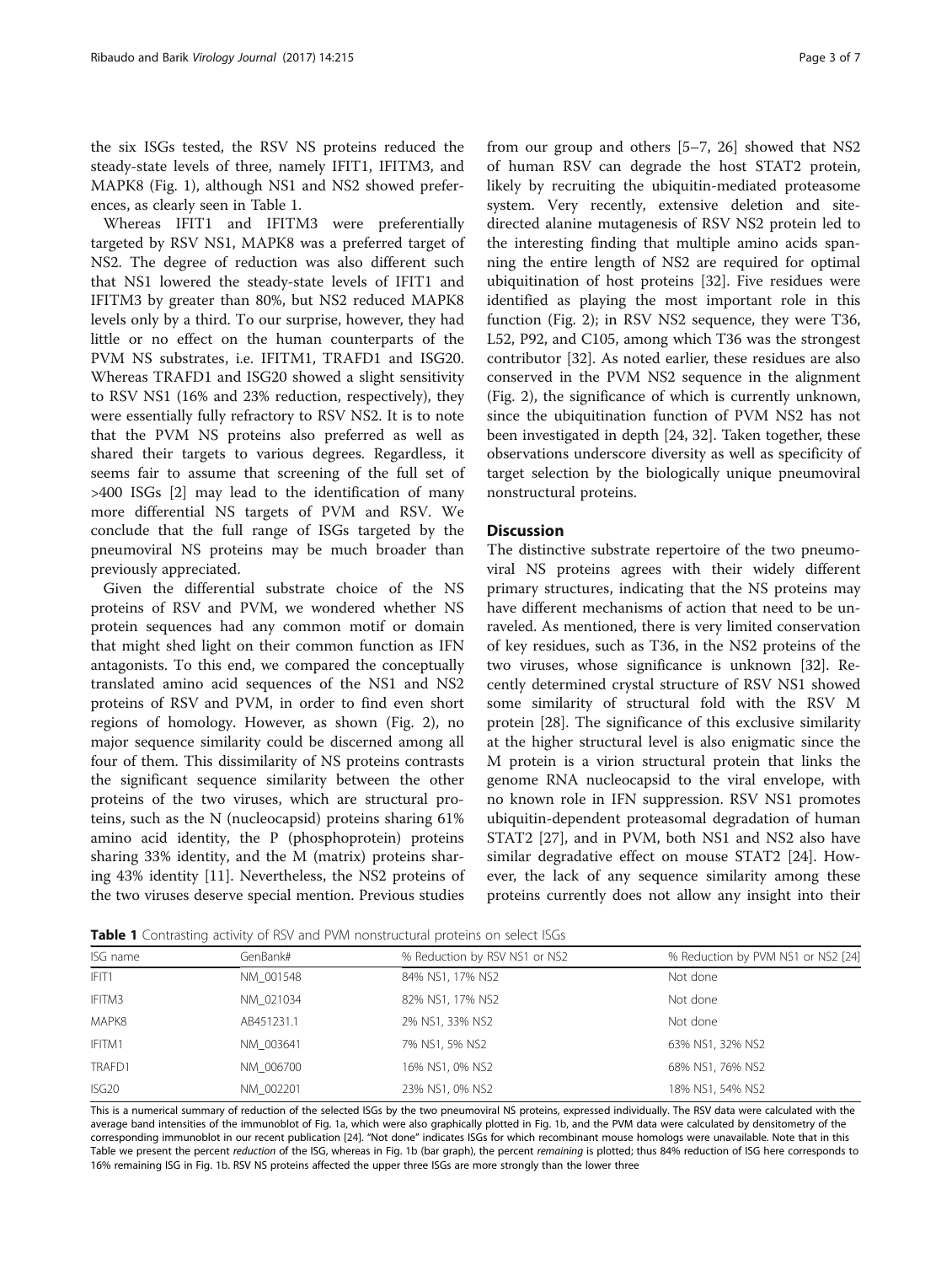the six ISGs tested, the RSV NS proteins reduced the steady-state levels of three, namely IFIT1, IFITM3, and MAPK8 (Fig. 1), although NS1 and NS2 showed preferences, as clearly seen in Table 1.

Whereas IFIT1 and IFITM3 were preferentially targeted by RSV NS1, MAPK8 was a preferred target of NS2. The degree of reduction was also different such that NS1 lowered the steady-state levels of IFIT1 and IFITM3 by greater than 80%, but NS2 reduced MAPK8 levels only by a third. To our surprise, however, they had little or no effect on the human counterparts of the PVM NS substrates, i.e. IFITM1, TRAFD1 and ISG20. Whereas TRAFD1 and ISG20 showed a slight sensitivity to RSV NS1 (16% and 23% reduction, respectively), they were essentially fully refractory to RSV NS2. It is to note that the PVM NS proteins also preferred as well as shared their targets to various degrees. Regardless, it seems fair to assume that screening of the full set of >400 ISGs [2] may lead to the identification of many more differential NS targets of PVM and RSV. We conclude that the full range of ISGs targeted by the pneumoviral NS proteins may be much broader than previously appreciated.

Given the differential substrate choice of the NS proteins of RSV and PVM, we wondered whether NS protein sequences had any common motif or domain that might shed light on their common function as IFN antagonists. To this end, we compared the conceptually translated amino acid sequences of the NS1 and NS2 proteins of RSV and PVM, in order to find even short regions of homology. However, as shown (Fig. 2), no major sequence similarity could be discerned among all four of them. This dissimilarity of NS proteins contrasts the significant sequence similarity between the other proteins of the two viruses, which are structural proteins, such as the N (nucleocapsid) proteins sharing 61% amino acid identity, the P (phosphoprotein) proteins sharing 33% identity, and the M (matrix) proteins sharing 43% identity [11]. Nevertheless, the NS2 proteins of the two viruses deserve special mention. Previous studies from our group and others [5–7, 26] showed that NS2 of human RSV can degrade the host STAT2 protein, likely by recruiting the ubiquitin-mediated proteasome system. Very recently, extensive deletion and site-directed alanine mutagenesis of RSV NS2 protein led to the interesting finding that multiple amino acids spanning the entire length of NS2 are required for optimal ubiquitination of host proteins [32]. Five residues were identified as playing the most important role in this function (Fig. 2); in RSV NS2 sequence, they were T36, L52, P92, and C105, among which T36 was the strongest contributor [32]. As noted earlier, these residues are also conserved in the PVM NS2 sequence in the alignment (Fig. 2), the significance of which is currently unknown, since the ubiquitination function of PVM NS2 has not been investigated in depth [24, 32]. Taken together, these observations underscore diversity as well as specificity of target selection by the biologically unique pneumoviral nonstructural proteins.

## Discussion

The distinctive substrate repertoire of the two pneumoviral NS proteins agrees with their widely different primary structures, indicating that the NS proteins may have different mechanisms of action that need to be unraveled. As mentioned, there is very limited conservation of key residues, such as T36, in the NS2 proteins of the two viruses, whose significance is unknown [32]. Recently determined crystal structure of RSV NS1 showed some similarity of structural fold with the RSV M protein [28]. The significance of this exclusive similarity at the higher structural level is also enigmatic since the M protein is a virion structural protein that links the genome RNA nucleocapsid to the viral envelope, with no known role in IFN suppression. RSV NS1 promotes ubiquitin-dependent proteasomal degradation of human STAT2 [27], and in PVM, both NS1 and NS2 also have similar degradative effect on mouse STAT2 [24]. However, the lack of any sequence similarity among these proteins currently does not allow any insight into their

**Table 1** Contrasting activity of RSV and PVM nonstructural proteins on select ISGs

| ISG name | GenBank# | % Reduction by RSV NS1 or NS2 | % Reduction by PVM NS1 or NS2 [24] |
|---|---|---|---|
| IFIT1 | NM_001548 | 84% NS1, 17% NS2 | Not done |
| IFITM3 | NM_021034 | 82% NS1, 17% NS2 | Not done |
| MAPK8 | AB451231.1 | 2% NS1, 33% NS2 | Not done |
| IFITM1 | NM_003641 | 7% NS1, 5% NS2 | 63% NS1, 32% NS2 |
| TRAFD1 | NM_006700 | 16% NS1, 0% NS2 | 68% NS1, 76% NS2 |
| ISG20 | NM_002201 | 23% NS1, 0% NS2 | 18% NS1, 54% NS2 |

This is a numerical summary of reduction of the selected ISGs by the two pneumoviral NS proteins, expressed individually. The RSV data were calculated with the average band intensities of the immunoblot of Fig. 1a, which were also graphically plotted in Fig. 1b, and the PVM data were calculated by densitometry of the corresponding immunoblot in our recent publication [24]. "Not done" indicates ISGs for which recombinant mouse homologs were unavailable. Note that in this Table we present the percent *reduction* of the ISG, whereas in Fig. 1b (bar graph), the percent *remaining* is plotted; thus 84% reduction of ISG here corresponds to 16% remaining ISG in Fig. 1b. RSV NS proteins affected the upper three ISGs are more strongly than the lower three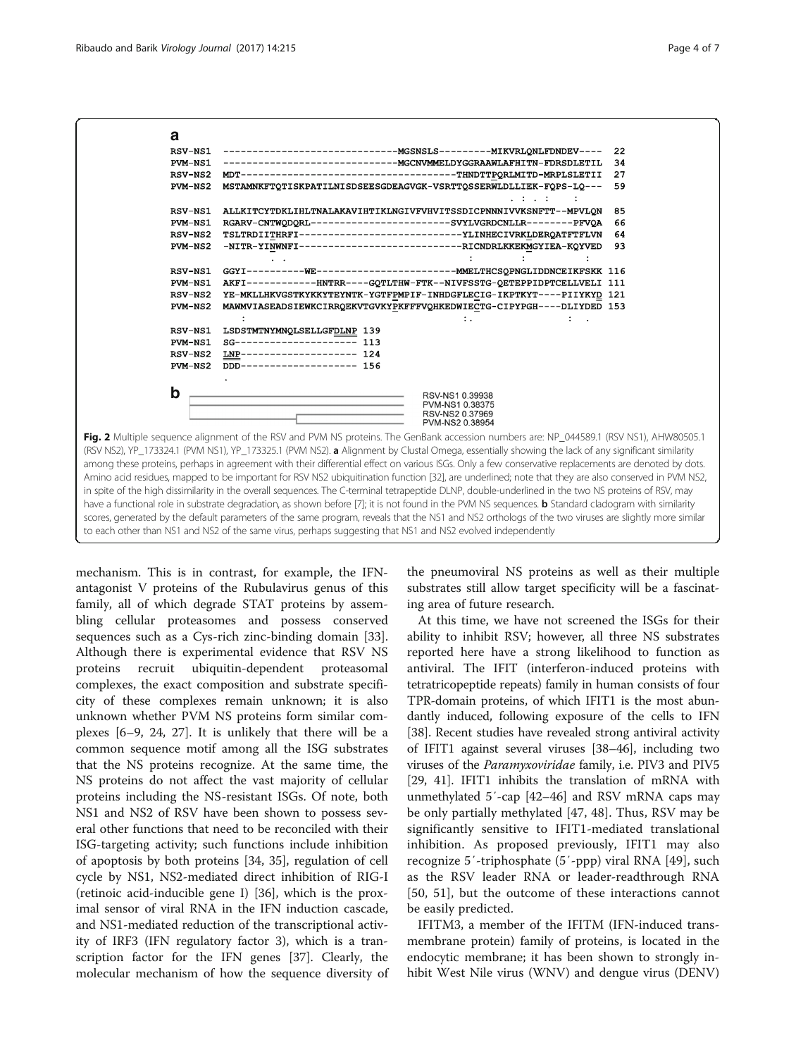**a**

```
RSV-NS1  ------------------------------MGSNSLS---------MIKVRLQNLFDNDEV----  22
PVM-NS1  ------------------------------MGCNVMMELDYGGRAAWLAFHITN-FDRSDLETIL  34
RSV-NS2  MDT-------------------------------------THNDTTPQRLMITD-MRPLSLETII  27
PVM-NS2  MSTAMNKFTQTISKPATILNISDSEESGDEAGVGK-VSRTTQSSERWLDLLIEK-FQPS-LQ---  59
                                                            . : . :    :
RSV-NS1  ALLKITCYTDKLIHLTNALAKAVIHTIKLNGIVFVHVITSSDICPNNNIVVKSNFTT--MPVLQN  85
PVM-NS1  RGARV-CNTWQDQRL-----------------------SVYLVGRDCNLLR--------PFVQA  66
RSV-NS2  TSLTRDIITHRFI----------------------------YLINHECIVRKLDERQATFTFLVN  64
PVM-NS2  -NITR-YINWNFI----------------------------RICNDRLKKEKMGYIEA-KQYVED  93
              . .                                   :         :          :
RSV-NS1  GGYI----------WE-----------------------MMELTHCSQPNGLIDDNCEIKFSKK 116
PVM-NS1  AKFI------------HNTRR----GQTLTHW-FTK--NIVFSSTG-QETEPPIDPTCELLVELI 111
RSV-NS2  YE-MKLLHKVGSTKYKKYTEYNTK-YGTFPMPIF-INHDGFLECIG-IKPTKYT----PIIYKYD 121
PVM-NS2  MAWMVIASEADSIEWKCIRRQEKVTGVKYPKFFFVQHKEDWIECTG-CIPYPGH----DLIYDED 153
            :                                :.                  :  .
RSV-NS1  LSDSTMTNYMNQLSELLGFDLNP 139
PVM-NS1  SG--------------------- 113
RSV-NS2  LNP-------------------- 124
PVM-NS2  DDD-------------------- 156
         .
```

**b**

RSV-NS1 0.39938
PVM-NS1 0.38375
RSV-NS2 0.37969
PVM-NS2 0.38954

**Fig. 2** Multiple sequence alignment of the RSV and PVM NS proteins. The GenBank accession numbers are: NP_044589.1 (RSV NS1), AHW80505.1 (RSV NS2), YP_173324.1 (PVM NS1), YP_173325.1 (PVM NS2). **a** Alignment by Clustal Omega, essentially showing the lack of any significant similarity among these proteins, perhaps in agreement with their differential effect on various ISGs. Only a few conservative replacements are denoted by dots. Amino acid residues, mapped to be important for RSV NS2 ubiquitination function [32], are underlined; note that they are also conserved in PVM NS2, in spite of the high dissimilarity in the overall sequences. The C-terminal tetrapeptide DLNP, double-underlined in the two NS proteins of RSV, may have a functional role in substrate degradation, as shown before [7]; it is not found in the PVM NS sequences. **b** Standard cladogram with similarity scores, generated by the default parameters of the same program, reveals that the NS1 and NS2 orthologs of the two viruses are slightly more similar to each other than NS1 and NS2 of the same virus, perhaps suggesting that NS1 and NS2 evolved independently

mechanism. This is in contrast, for example, the IFN-antagonist V proteins of the Rubulavirus genus of this family, all of which degrade STAT proteins by assembling cellular proteasomes and possess conserved sequences such as a Cys-rich zinc-binding domain [33]. Although there is experimental evidence that RSV NS proteins recruit ubiquitin-dependent proteasomal complexes, the exact composition and substrate specificity of these complexes remain unknown; it is also unknown whether PVM NS proteins form similar complexes [6–9, 24, 27]. It is unlikely that there will be a common sequence motif among all the ISG substrates that the NS proteins recognize. At the same time, the NS proteins do not affect the vast majority of cellular proteins including the NS-resistant ISGs. Of note, both NS1 and NS2 of RSV have been shown to possess several other functions that need to be reconciled with their ISG-targeting activity; such functions include inhibition of apoptosis by both proteins [34, 35], regulation of cell cycle by NS1, NS2-mediated direct inhibition of RIG-I (retinoic acid-inducible gene I) [36], which is the proximal sensor of viral RNA in the IFN induction cascade, and NS1-mediated reduction of the transcriptional activity of IRF3 (IFN regulatory factor 3), which is a transcription factor for the IFN genes [37]. Clearly, the molecular mechanism of how the sequence diversity of the pneumoviral NS proteins as well as their multiple substrates still allow target specificity will be a fascinating area of future research.

At this time, we have not screened the ISGs for their ability to inhibit RSV; however, all three NS substrates reported here have a strong likelihood to function as antiviral. The IFIT (interferon-induced proteins with tetratricopeptide repeats) family in human consists of four TPR-domain proteins, of which IFIT1 is the most abundantly induced, following exposure of the cells to IFN [38]. Recent studies have revealed strong antiviral activity of IFIT1 against several viruses [38–46], including two viruses of the *Paramyxoviridae* family, i.e. PIV3 and PIV5 [29, 41]. IFIT1 inhibits the translation of mRNA with unmethylated 5′-cap [42–46] and RSV mRNA caps may be only partially methylated [47, 48]. Thus, RSV may be significantly sensitive to IFIT1-mediated translational inhibition. As proposed previously, IFIT1 may also recognize 5′-triphosphate (5′-ppp) viral RNA [49], such as the RSV leader RNA or leader-readthrough RNA [50, 51], but the outcome of these interactions cannot be easily predicted.

IFITM3, a member of the IFITM (IFN-induced transmembrane protein) family of proteins, is located in the endocytic membrane; it has been shown to strongly inhibit West Nile virus (WNV) and dengue virus (DENV)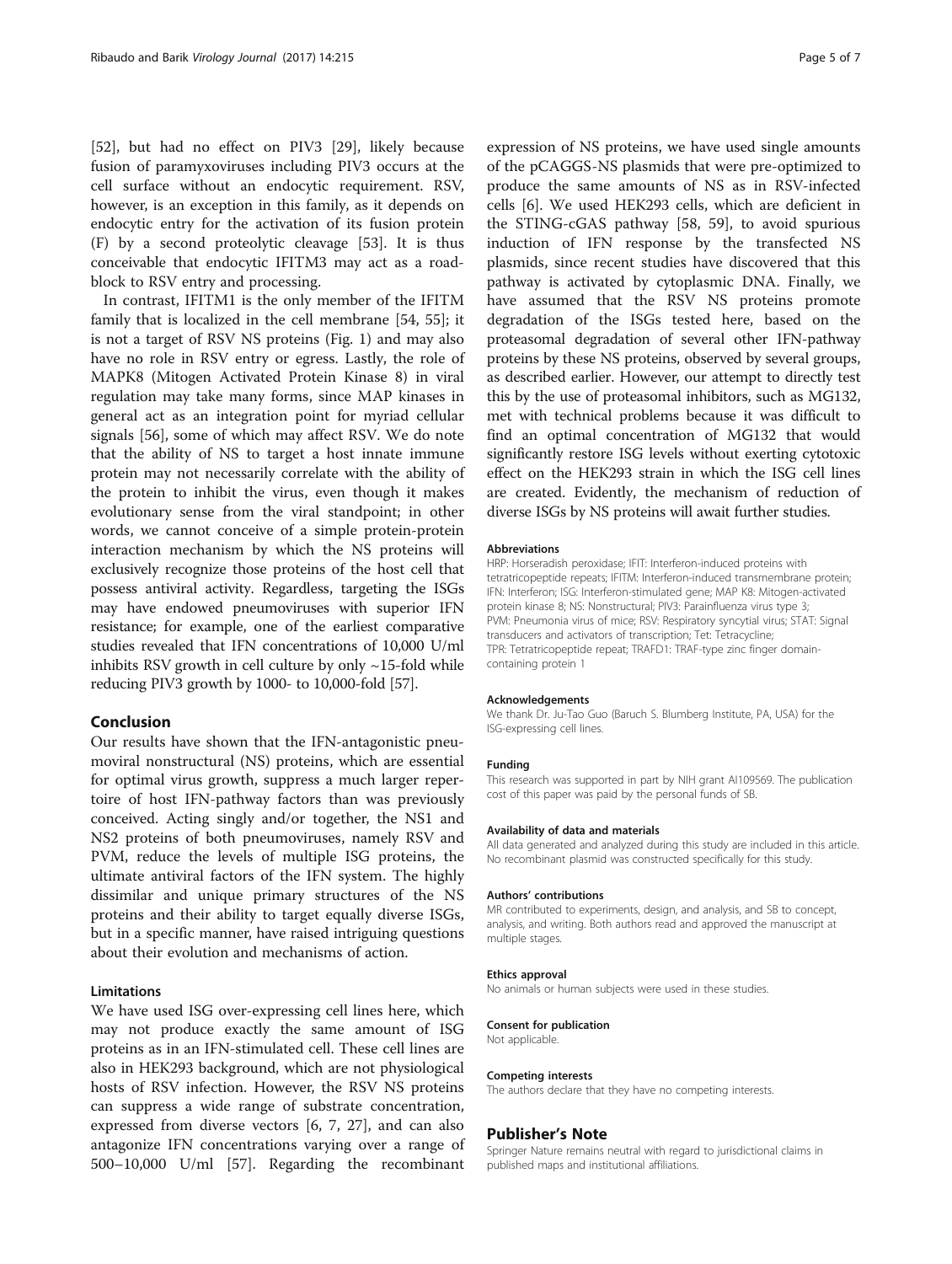[52], but had no effect on PIV3 [29], likely because fusion of paramyxoviruses including PIV3 occurs at the cell surface without an endocytic requirement. RSV, however, is an exception in this family, as it depends on endocytic entry for the activation of its fusion protein (F) by a second proteolytic cleavage [53]. It is thus conceivable that endocytic IFITM3 may act as a roadblock to RSV entry and processing.

In contrast, IFITM1 is the only member of the IFITM family that is localized in the cell membrane [54, 55]; it is not a target of RSV NS proteins (Fig. 1) and may also have no role in RSV entry or egress. Lastly, the role of MAPK8 (Mitogen Activated Protein Kinase 8) in viral regulation may take many forms, since MAP kinases in general act as an integration point for myriad cellular signals [56], some of which may affect RSV. We do note that the ability of NS to target a host innate immune protein may not necessarily correlate with the ability of the protein to inhibit the virus, even though it makes evolutionary sense from the viral standpoint; in other words, we cannot conceive of a simple protein-protein interaction mechanism by which the NS proteins will exclusively recognize those proteins of the host cell that possess antiviral activity. Regardless, targeting the ISGs may have endowed pneumoviruses with superior IFN resistance; for example, one of the earliest comparative studies revealed that IFN concentrations of 10,000 U/ml inhibits RSV growth in cell culture by only ~15-fold while reducing PIV3 growth by 1000- to 10,000-fold [57].

## Conclusion

Our results have shown that the IFN-antagonistic pneumoviral nonstructural (NS) proteins, which are essential for optimal virus growth, suppress a much larger repertoire of host IFN-pathway factors than was previously conceived. Acting singly and/or together, the NS1 and NS2 proteins of both pneumoviruses, namely RSV and PVM, reduce the levels of multiple ISG proteins, the ultimate antiviral factors of the IFN system. The highly dissimilar and unique primary structures of the NS proteins and their ability to target equally diverse ISGs, but in a specific manner, have raised intriguing questions about their evolution and mechanisms of action.

### Limitations

We have used ISG over-expressing cell lines here, which may not produce exactly the same amount of ISG proteins as in an IFN-stimulated cell. These cell lines are also in HEK293 background, which are not physiological hosts of RSV infection. However, the RSV NS proteins can suppress a wide range of substrate concentration, expressed from diverse vectors [6, 7, 27], and can also antagonize IFN concentrations varying over a range of 500–10,000 U/ml [57]. Regarding the recombinant expression of NS proteins, we have used single amounts of the pCAGGS-NS plasmids that were pre-optimized to produce the same amounts of NS as in RSV-infected cells [6]. We used HEK293 cells, which are deficient in the STING-cGAS pathway [58, 59], to avoid spurious induction of IFN response by the transfected NS plasmids, since recent studies have discovered that this pathway is activated by cytoplasmic DNA. Finally, we have assumed that the RSV NS proteins promote degradation of the ISGs tested here, based on the proteasomal degradation of several other IFN-pathway proteins by these NS proteins, observed by several groups, as described earlier. However, our attempt to directly test this by the use of proteasomal inhibitors, such as MG132, met with technical problems because it was difficult to find an optimal concentration of MG132 that would significantly restore ISG levels without exerting cytotoxic effect on the HEK293 strain in which the ISG cell lines are created. Evidently, the mechanism of reduction of diverse ISGs by NS proteins will await further studies.

#### Abbreviations

HRP: Horseradish peroxidase; IFIT: Interferon-induced proteins with tetratricopeptide repeats; IFITM: Interferon-induced transmembrane protein; IFN: Interferon; ISG: Interferon-stimulated gene; MAP K8: Mitogen-activated protein kinase 8; NS: Nonstructural; PIV3: Parainfluenza virus type 3; PVM: Pneumonia virus of mice; RSV: Respiratory syncytial virus; STAT: Signal transducers and activators of transcription; Tet: Tetracycline; TPR: Tetratricopeptide repeat; TRAFD1: TRAF-type zinc finger domain-containing protein 1

#### Acknowledgements

We thank Dr. Ju-Tao Guo (Baruch S. Blumberg Institute, PA, USA) for the ISG-expressing cell lines.

#### Funding

This research was supported in part by NIH grant AI109569. The publication cost of this paper was paid by the personal funds of SB.

#### Availability of data and materials

All data generated and analyzed during this study are included in this article. No recombinant plasmid was constructed specifically for this study.

#### Authors' contributions

MR contributed to experiments, design, and analysis, and SB to concept, analysis, and writing. Both authors read and approved the manuscript at multiple stages.

#### Ethics approval

No animals or human subjects were used in these studies.

#### Consent for publication

Not applicable.

#### Competing interests

The authors declare that they have no competing interests.

## Publisher's Note

Springer Nature remains neutral with regard to jurisdictional claims in published maps and institutional affiliations.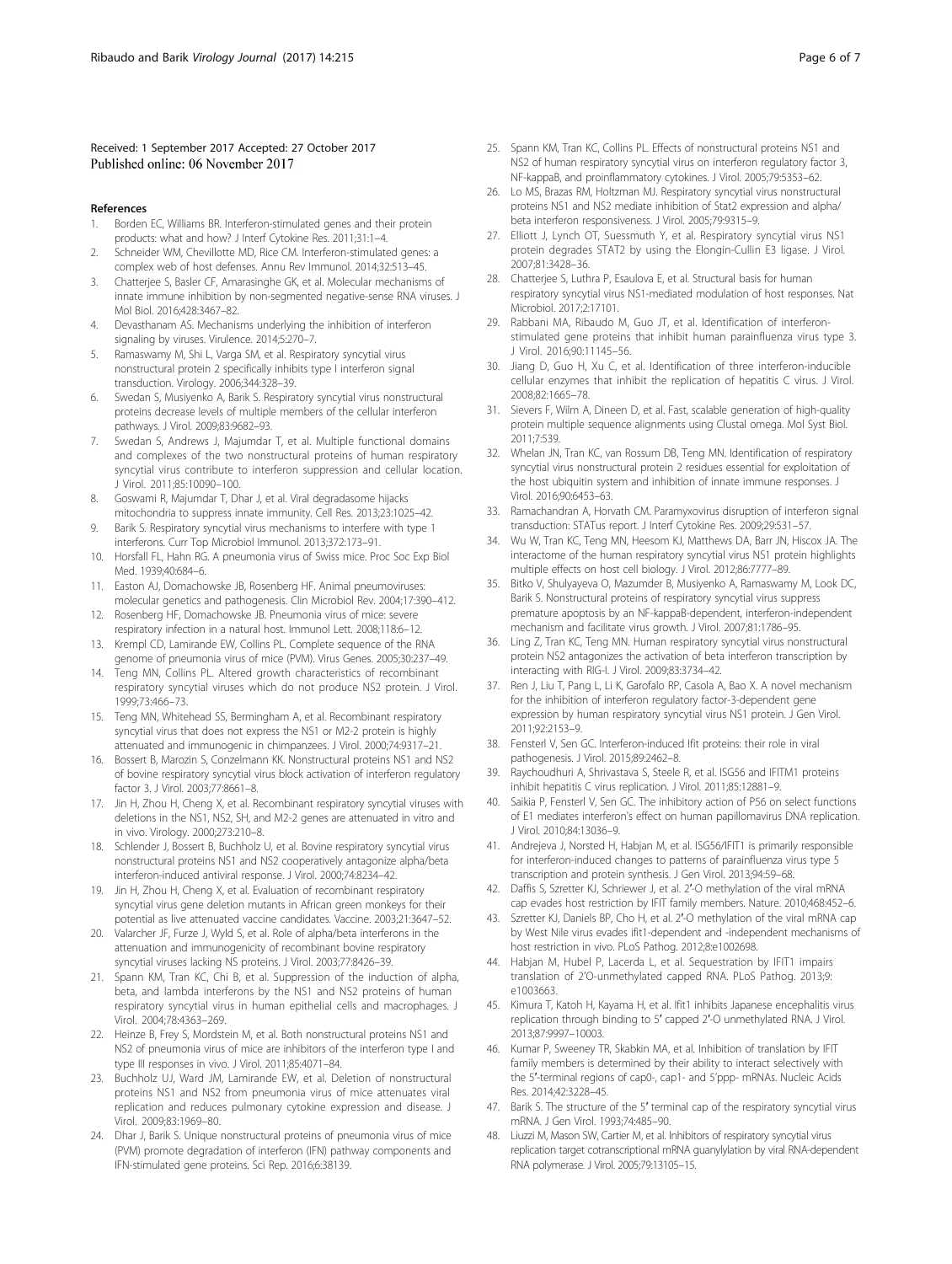Received: 1 September 2017 Accepted: 27 October 2017
Published online: 06 November 2017

## References

1. Borden EC, Williams BR. Interferon-stimulated genes and their protein products: what and how? J Interf Cytokine Res. 2011;31:1–4.
2. Schneider WM, Chevillotte MD, Rice CM. Interferon-stimulated genes: a complex web of host defenses. Annu Rev Immunol. 2014;32:513–45.
3. Chatterjee S, Basler CF, Amarasinghe GK, et al. Molecular mechanisms of innate immune inhibition by non-segmented negative-sense RNA viruses. J Mol Biol. 2016;428:3467–82.
4. Devasthanam AS. Mechanisms underlying the inhibition of interferon signaling by viruses. Virulence. 2014;5:270–7.
5. Ramaswamy M, Shi L, Varga SM, et al. Respiratory syncytial virus nonstructural protein 2 specifically inhibits type I interferon signal transduction. Virology. 2006;344:328–39.
6. Swedan S, Musiyenko A, Barik S. Respiratory syncytial virus nonstructural proteins decrease levels of multiple members of the cellular interferon pathways. J Virol. 2009;83:9682–93.
7. Swedan S, Andrews J, Majumdar T, et al. Multiple functional domains and complexes of the two nonstructural proteins of human respiratory syncytial virus contribute to interferon suppression and cellular location. J Virol. 2011;85:10090–100.
8. Goswami R, Majumdar T, Dhar J, et al. Viral degradasome hijacks mitochondria to suppress innate immunity. Cell Res. 2013;23:1025–42.
9. Barik S. Respiratory syncytial virus mechanisms to interfere with type 1 interferons. Curr Top Microbiol Immunol. 2013;372:173–91.
10. Horsfall FL, Hahn RG. A pneumonia virus of Swiss mice. Proc Soc Exp Biol Med. 1939;40:684–6.
11. Easton AJ, Domachowske JB, Rosenberg HF. Animal pneumoviruses: molecular genetics and pathogenesis. Clin Microbiol Rev. 2004;17:390–412.
12. Rosenberg HF, Domachowske JB. Pneumonia virus of mice: severe respiratory infection in a natural host. Immunol Lett. 2008;118:6–12.
13. Krempl CD, Lamirande EW, Collins PL. Complete sequence of the RNA genome of pneumonia virus of mice (PVM). Virus Genes. 2005;30:237–49.
14. Teng MN, Collins PL. Altered growth characteristics of recombinant respiratory syncytial viruses which do not produce NS2 protein. J Virol. 1999;73:466–73.
15. Teng MN, Whitehead SS, Bermingham A, et al. Recombinant respiratory syncytial virus that does not express the NS1 or M2-2 protein is highly attenuated and immunogenic in chimpanzees. J Virol. 2000;74:9317–21.
16. Bossert B, Marozin S, Conzelmann KK. Nonstructural proteins NS1 and NS2 of bovine respiratory syncytial virus block activation of interferon regulatory factor 3. J Virol. 2003;77:8661–8.
17. Jin H, Zhou H, Cheng X, et al. Recombinant respiratory syncytial viruses with deletions in the NS1, NS2, SH, and M2-2 genes are attenuated in vitro and in vivo. Virology. 2000;273:210–8.
18. Schlender J, Bossert B, Buchholz U, et al. Bovine respiratory syncytial virus nonstructural proteins NS1 and NS2 cooperatively antagonize alpha/beta interferon-induced antiviral response. J Virol. 2000;74:8234–42.
19. Jin H, Zhou H, Cheng X, et al. Evaluation of recombinant respiratory syncytial virus gene deletion mutants in African green monkeys for their potential as live attenuated vaccine candidates. Vaccine. 2003;21:3647–52.
20. Valarcher JF, Furze J, Wyld S, et al. Role of alpha/beta interferons in the attenuation and immunogenicity of recombinant bovine respiratory syncytial viruses lacking NS proteins. J Virol. 2003;77:8426–39.
21. Spann KM, Tran KC, Chi B, et al. Suppression of the induction of alpha, beta, and lambda interferons by the NS1 and NS2 proteins of human respiratory syncytial virus in human epithelial cells and macrophages. J Virol. 2004;78:4363–269.
22. Heinze B, Frey S, Mordstein M, et al. Both nonstructural proteins NS1 and NS2 of pneumonia virus of mice are inhibitors of the interferon type I and type III responses in vivo. J Virol. 2011;85:4071–84.
23. Buchholz UJ, Ward JM, Lamirande EW, et al. Deletion of nonstructural proteins NS1 and NS2 from pneumonia virus of mice attenuates viral replication and reduces pulmonary cytokine expression and disease. J Virol. 2009;83:1969–80.
24. Dhar J, Barik S. Unique nonstructural proteins of pneumonia virus of mice (PVM) promote degradation of interferon (IFN) pathway components and IFN-stimulated gene proteins. Sci Rep. 2016;6:38139.
25. Spann KM, Tran KC, Collins PL. Effects of nonstructural proteins NS1 and NS2 of human respiratory syncytial virus on interferon regulatory factor 3, NF-kappaB, and proinflammatory cytokines. J Virol. 2005;79:5353–62.
26. Lo MS, Brazas RM, Holtzman MJ. Respiratory syncytial virus nonstructural proteins NS1 and NS2 mediate inhibition of Stat2 expression and alpha/beta interferon responsiveness. J Virol. 2005;79:9315–9.
27. Elliott J, Lynch OT, Suessmuth Y, et al. Respiratory syncytial virus NS1 protein degrades STAT2 by using the Elongin-Cullin E3 ligase. J Virol. 2007;81:3428–36.
28. Chatterjee S, Luthra P, Esaulova E, et al. Structural basis for human respiratory syncytial virus NS1-mediated modulation of host responses. Nat Microbiol. 2017;2:17101.
29. Rabbani MA, Ribaudo M, Guo JT, et al. Identification of interferon-stimulated gene proteins that inhibit human parainfluenza virus type 3. J Virol. 2016;90:11145–56.
30. Jiang D, Guo H, Xu C, et al. Identification of three interferon-inducible cellular enzymes that inhibit the replication of hepatitis C virus. J Virol. 2008;82:1665–78.
31. Sievers F, Wilm A, Dineen D, et al. Fast, scalable generation of high-quality protein multiple sequence alignments using Clustal omega. Mol Syst Biol. 2011;7:539.
32. Whelan JN, Tran KC, van Rossum DB, Teng MN. Identification of respiratory syncytial virus nonstructural protein 2 residues essential for exploitation of the host ubiquitin system and inhibition of innate immune responses. J Virol. 2016;90:6453–63.
33. Ramachandran A, Horvath CM. Paramyxovirus disruption of interferon signal transduction: STATus report. J Interf Cytokine Res. 2009;29:531–57.
34. Wu W, Tran KC, Teng MN, Heesom KJ, Matthews DA, Barr JN, Hiscox JA. The interactome of the human respiratory syncytial virus NS1 protein highlights multiple effects on host cell biology. J Virol. 2012;86:7777–89.
35. Bitko V, Shulyayeva O, Mazumder B, Musiyenko A, Ramaswamy M, Look DC, Barik S. Nonstructural proteins of respiratory syncytial virus suppress premature apoptosis by an NF-kappaB-dependent, interferon-independent mechanism and facilitate virus growth. J Virol. 2007;81:1786–95.
36. Ling Z, Tran KC, Teng MN. Human respiratory syncytial virus nonstructural protein NS2 antagonizes the activation of beta interferon transcription by interacting with RIG-I. J Virol. 2009;83:3734–42.
37. Ren J, Liu T, Pang L, Li K, Garofalo RP, Casola A, Bao X. A novel mechanism for the inhibition of interferon regulatory factor-3-dependent gene expression by human respiratory syncytial virus NS1 protein. J Gen Virol. 2011;92:2153–9.
38. Fensterl V, Sen GC. Interferon-induced Ifit proteins: their role in viral pathogenesis. J Virol. 2015;89:2462–8.
39. Raychoudhuri A, Shrivastava S, Steele R, et al. ISG56 and IFITM1 proteins inhibit hepatitis C virus replication. J Virol. 2011;85:12881–9.
40. Saikia P, Fensterl V, Sen GC. The inhibitory action of P56 on select functions of E1 mediates interferon's effect on human papillomavirus DNA replication. J Virol. 2010;84:13036–9.
41. Andrejeva J, Norsted H, Habjan M, et al. ISG56/IFIT1 is primarily responsible for interferon-induced changes to patterns of parainfluenza virus type 5 transcription and protein synthesis. J Gen Virol. 2013;94:59–68.
42. Daffis S, Szretter KJ, Schriewer J, et al. 2′-O methylation of the viral mRNA cap evades host restriction by IFIT family members. Nature. 2010;468:452–6.
43. Szretter KJ, Daniels BP, Cho H, et al. 2′-O methylation of the viral mRNA cap by West Nile virus evades ifit1-dependent and -independent mechanisms of host restriction in vivo. PLoS Pathog. 2012;8:e1002698.
44. Habjan M, Hubel P, Lacerda L, et al. Sequestration by IFIT1 impairs translation of 2′O-unmethylated capped RNA. PLoS Pathog. 2013;9:e1003663.
45. Kimura T, Katoh H, Kayama H, et al. Ifit1 inhibits Japanese encephalitis virus replication through binding to 5′ capped 2′-O unmethylated RNA. J Virol. 2013;87:9997–10003.
46. Kumar P, Sweeney TR, Skabkin MA, et al. Inhibition of translation by IFIT family members is determined by their ability to interact selectively with the 5′-terminal regions of cap0-, cap1- and 5′ppp- mRNAs. Nucleic Acids Res. 2014;42:3228–45.
47. Barik S. The structure of the 5′ terminal cap of the respiratory syncytial virus mRNA. J Gen Virol. 1993;74:485–90.
48. Liuzzi M, Mason SW, Cartier M, et al. Inhibitors of respiratory syncytial virus replication target cotranscriptional mRNA guanylylation by viral RNA-dependent RNA polymerase. J Virol. 2005;79:13105–15.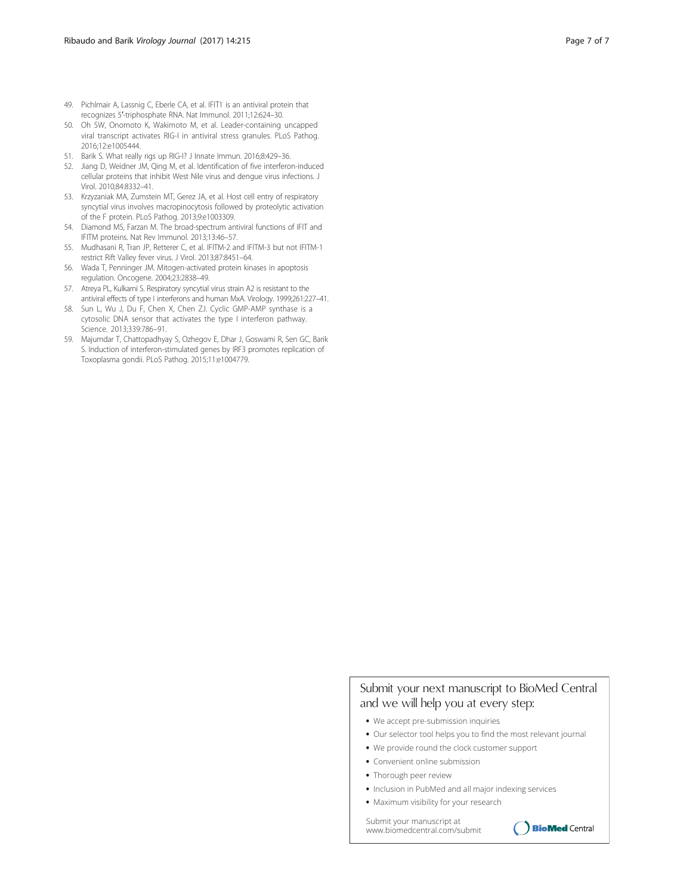49. Pichlmair A, Lassnig C, Eberle CA, et al. IFIT1 is an antiviral protein that recognizes 5′-triphosphate RNA. Nat Immunol. 2011;12:624–30.
50. Oh SW, Onomoto K, Wakimoto M, et al. Leader-containing uncapped viral transcript activates RIG-I in antiviral stress granules. PLoS Pathog. 2016;12:e1005444.
51. Barik S. What really rigs up RIG-I? J Innate Immun. 2016;8:429–36.
52. Jiang D, Weidner JM, Qing M, et al. Identification of five interferon-induced cellular proteins that inhibit West Nile virus and dengue virus infections. J Virol. 2010;84:8332–41.
53. Krzyzaniak MA, Zumstein MT, Gerez JA, et al. Host cell entry of respiratory syncytial virus involves macropinocytosis followed by proteolytic activation of the F protein. PLoS Pathog. 2013;9:e1003309.
54. Diamond MS, Farzan M. The broad-spectrum antiviral functions of IFIT and IFITM proteins. Nat Rev Immunol. 2013;13:46–57.
55. Mudhasani R, Tran JP, Retterer C, et al. IFITM-2 and IFITM-3 but not IFITM-1 restrict Rift Valley fever virus. J Virol. 2013;87:8451–64.
56. Wada T, Penninger JM. Mitogen-activated protein kinases in apoptosis regulation. Oncogene. 2004;23:2838–49.
57. Atreya PL, Kulkarni S. Respiratory syncytial virus strain A2 is resistant to the antiviral effects of type I interferons and human MxA. Virology. 1999;261:227–41.
58. Sun L, Wu J, Du F, Chen X, Chen ZJ. Cyclic GMP-AMP synthase is a cytosolic DNA sensor that activates the type I interferon pathway. Science. 2013;339:786–91.
59. Majumdar T, Chattopadhyay S, Ozhegov E, Dhar J, Goswami R, Sen GC, Barik S. Induction of interferon-stimulated genes by IRF3 promotes replication of Toxoplasma gondii. PLoS Pathog. 2015;11:e1004779.

Submit your next manuscript to BioMed Central and we will help you at every step:

- We accept pre-submission inquiries
- Our selector tool helps you to find the most relevant journal
- We provide round the clock customer support
- Convenient online submission
- Thorough peer review
- Inclusion in PubMed and all major indexing services
- Maximum visibility for your research

Submit your manuscript at www.biomedcentral.com/submit